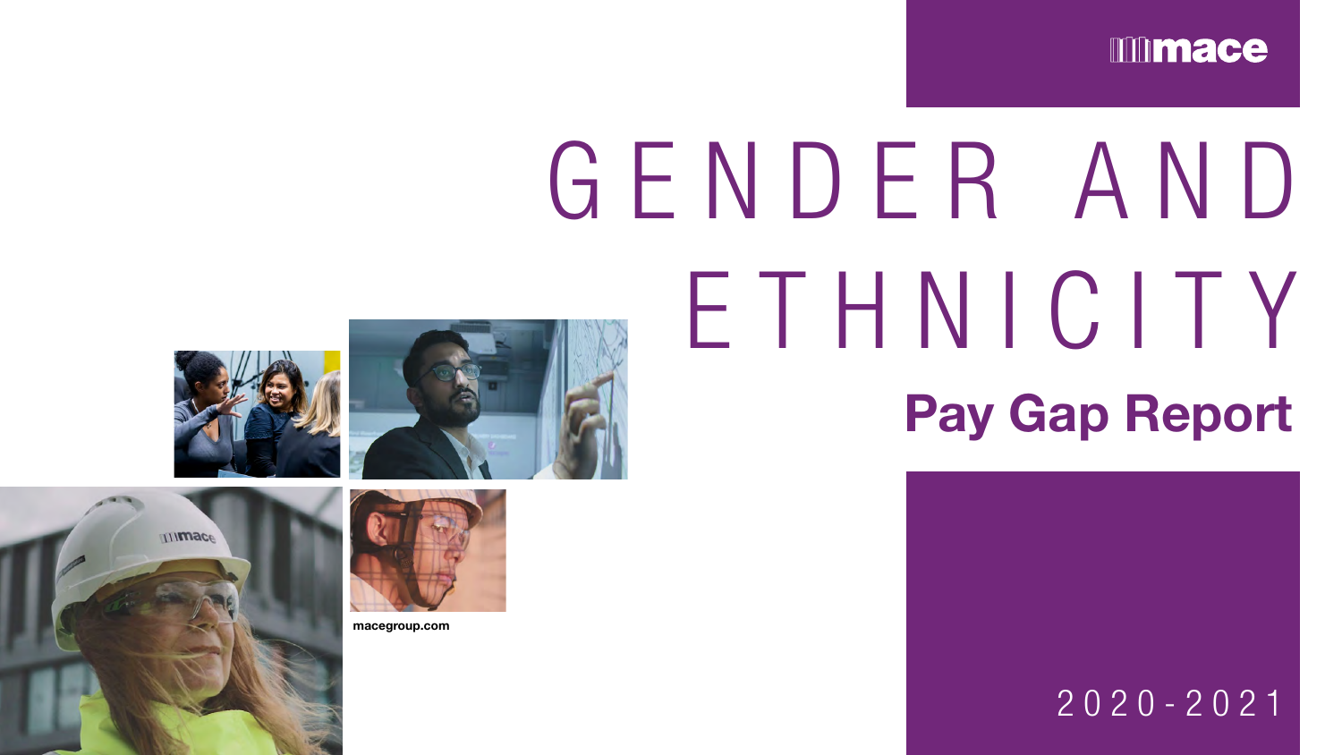mace

# GENDER AND ETHNICITY

## Pay Gap Report

macegroup.com

2020-2021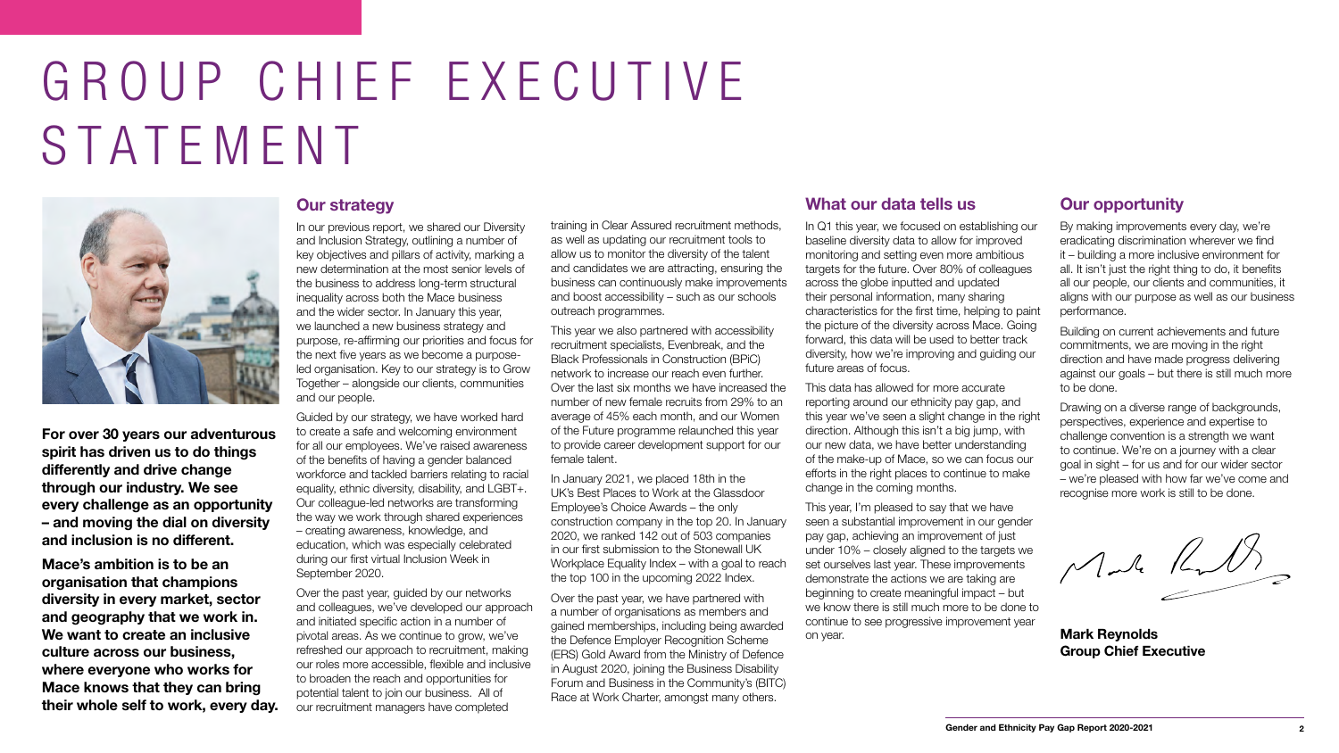# GROUP CHIEF EXECUTIVE STATEMENT

**For over 30 years our adventurous spirit has driven us to do things differently and drive change through our industry. We see every challenge as an opportunity – and moving the dial on diversity and inclusion is no different.**

**Mace's ambition is to be an organisation that champions diversity in every market, sector and geography that we work in. We want to create an inclusive culture across our business, where everyone who works for Mace knows that they can bring their whole self to work, every day.**

## Our strategy

In our previous report, we shared our Diversity and Inclusion Strategy, outlining a number of key objectives and pillars of activity, marking a new determination at the most senior levels of the business to address long-term structural inequality across both the Mace business and the wider sector. In January this year, we launched a new business strategy and purpose, re-affirming our priorities and focus for the next five years as we become a purpose-led organisation. Key to our strategy is to Grow Together – alongside our clients, communities and our people.

Guided by our strategy, we have worked hard to create a safe and welcoming environment for all our employees. We've raised awareness of the benefits of having a gender balanced workforce and tackled barriers relating to racial equality, ethnic diversity, disability, and LGBT+. Our colleague-led networks are transforming the way we work through shared experiences – creating awareness, knowledge, and education, which was especially celebrated during our first virtual Inclusion Week in September 2020.

Over the past year, guided by our networks and colleagues, we've developed our approach and initiated specific action in a number of pivotal areas. As we continue to grow, we've refreshed our approach to recruitment, making our roles more accessible, flexible and inclusive to broaden the reach and opportunities for potential talent to join our business. All of our recruitment managers have completed training in Clear Assured recruitment methods, as well as updating our recruitment tools to allow us to monitor the diversity of the talent and candidates we are attracting, ensuring the business can continuously make improvements and boost accessibility – such as our schools outreach programmes.

This year we also partnered with accessibility recruitment specialists, Evenbreak, and the Black Professionals in Construction (BPiC) network to increase our reach even further. Over the last six months we have increased the number of new female recruits from 29% to an average of 45% each month, and our Women of the Future programme relaunched this year to provide career development support for our female talent.

In January 2021, we placed 18th in the UK's Best Places to Work at the Glassdoor Employee's Choice Awards – the only construction company in the top 20. In January 2020, we ranked 142 out of 503 companies in our first submission to the Stonewall UK Workplace Equality Index – with a goal to reach the top 100 in the upcoming 2022 Index.

Over the past year, we have partnered with a number of organisations as members and gained memberships, including being awarded the Defence Employer Recognition Scheme (ERS) Gold Award from the Ministry of Defence in August 2020, joining the Business Disability Forum and Business in the Community's (BITC) Race at Work Charter, amongst many others.

## What our data tells us

In Q1 this year, we focused on establishing our baseline diversity data to allow for improved monitoring and setting even more ambitious targets for the future. Over 80% of colleagues across the globe inputted and updated their personal information, many sharing characteristics for the first time, helping to paint the picture of the diversity across Mace. Going forward, this data will be used to better track diversity, how we're improving and guiding our future areas of focus.

This data has allowed for more accurate reporting around our ethnicity pay gap, and this year we've seen a slight change in the right direction. Although this isn't a big jump, with our new data, we have better understanding of the make-up of Mace, so we can focus our efforts in the right places to continue to make change in the coming months.

This year, I'm pleased to say that we have seen a substantial improvement in our gender pay gap, achieving an improvement of just under 10% – closely aligned to the targets we set ourselves last year. These improvements demonstrate the actions we are taking are beginning to create meaningful impact – but we know there is still much more to be done to continue to see progressive improvement year on year.

## Our opportunity

By making improvements every day, we're eradicating discrimination wherever we find it – building a more inclusive environment for all. It isn't just the right thing to do, it benefits all our people, our clients and communities, it aligns with our purpose as well as our business performance.

Building on current achievements and future commitments, we are moving in the right direction and have made progress delivering against our goals – but there is still much more to be done.

Drawing on a diverse range of backgrounds, perspectives, experience and expertise to challenge convention is a strength we want to continue. We're on a journey with a clear goal in sight – for us and for our wider sector – we're pleased with how far we've come and recognise more work is still to be done.

**Mark Reynolds**
**Group Chief Executive**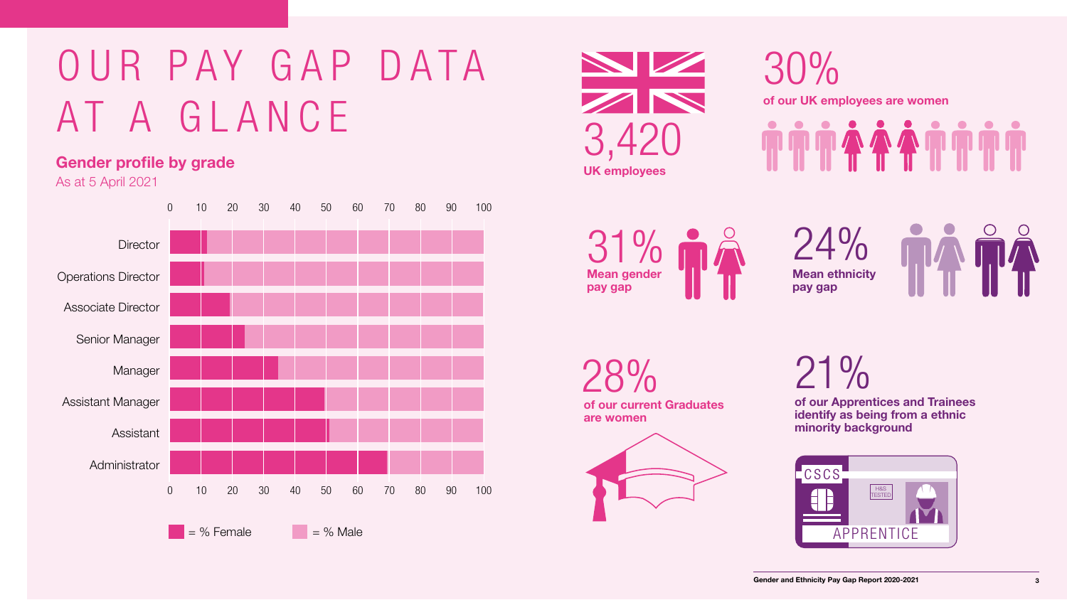# OUR PAY GAP DATA AT A GLANCE

## Gender profile by grade

As at 5 April 2021

| Grade | % Female | % Male |
|---|---|---|
| Director | 12 | 88 |
| Operations Director | 11 | 89 |
| Associate Director | 20 | 80 |
| Senior Manager | 24 | 76 |
| Manager | 35 | 65 |
| Assistant Manager | 50 | 50 |
| Assistant | 51 | 49 |
| Administrator | 70 | 30 |

■ = % Female ■ = % Male

**3,420**
**UK employees**

**30%**
**of our UK employees are women**

**31%**
**Mean gender pay gap**

**24%**
**Mean ethnicity pay gap**

**28%**
**of our current Graduates are women**

**21%**
**of our Apprentices and Trainees identify as being from a ethnic minority background**

CSCS
H&S TESTED
APPRENTICE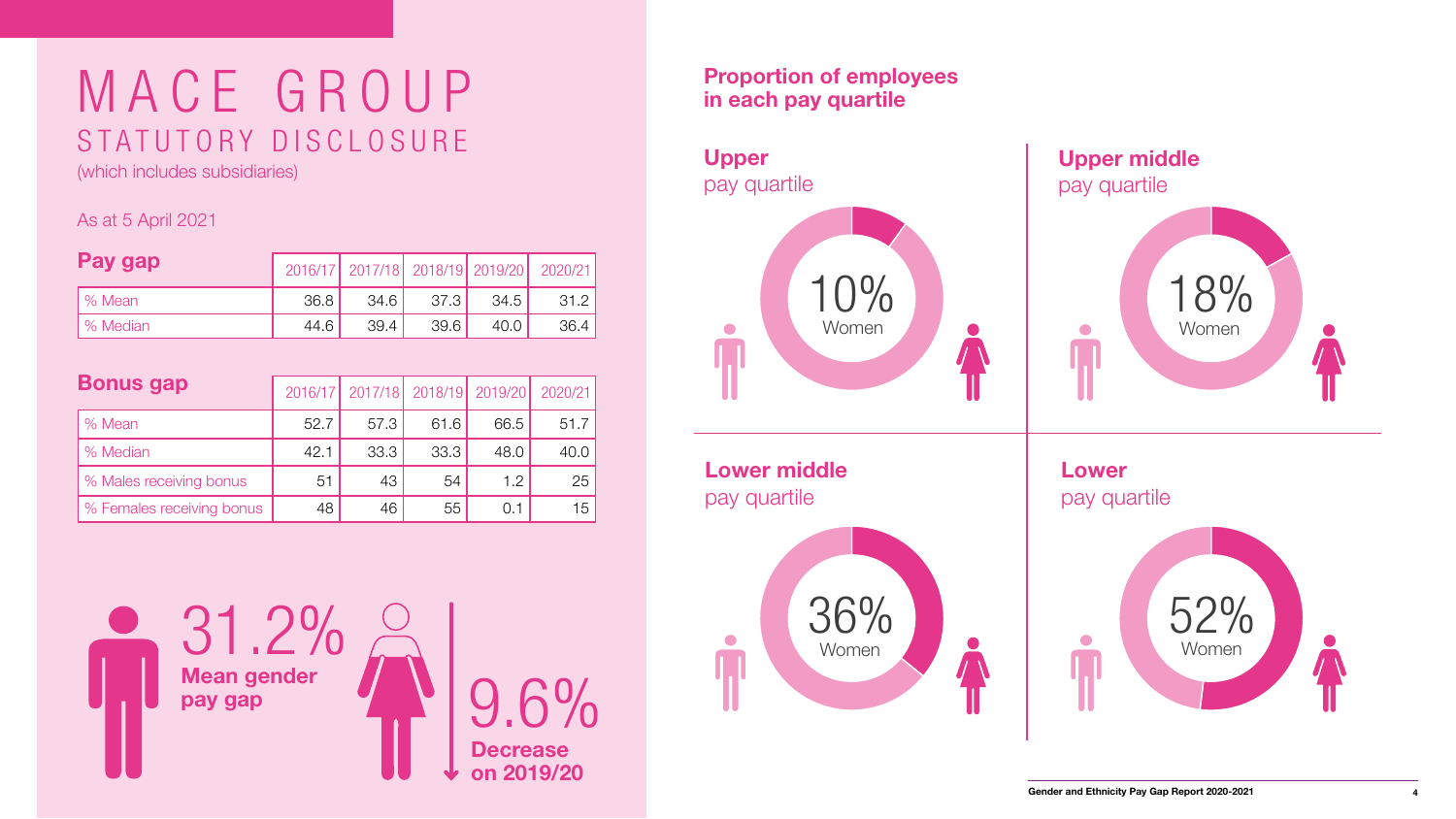# MACE GROUP

## STATUTORY DISCLOSURE

(which includes subsidiaries)

As at 5 April 2021

| **Pay gap** | 2016/17 | 2017/18 | 2018/19 | 2019/20 | 2020/21 |
|---|---|---|---|---|---|
| % Mean | 36.8 | 34.6 | 37.3 | 34.5 | 31.2 |
| % Median | 44.6 | 39.4 | 39.6 | 40.0 | 36.4 |

| **Bonus gap** | 2016/17 | 2017/18 | 2018/19 | 2019/20 | 2020/21 |
|---|---|---|---|---|---|
| % Mean | 52.7 | 57.3 | 61.6 | 66.5 | 51.7 |
| % Median | 42.1 | 33.3 | 33.3 | 48.0 | 40.0 |
| % Males receiving bonus | 51 | 43 | 54 | 1.2 | 25 |
| % Females receiving bonus | 48 | 46 | 55 | 0.1 | 15 |

31.2% **Mean gender pay gap**

9.6% **Decrease on 2019/20**

## Proportion of employees in each pay quartile

**Upper** pay quartile

10% Women

**Upper middle** pay quartile

18% Women

**Lower middle** pay quartile

36% Women

**Lower** pay quartile

52% Women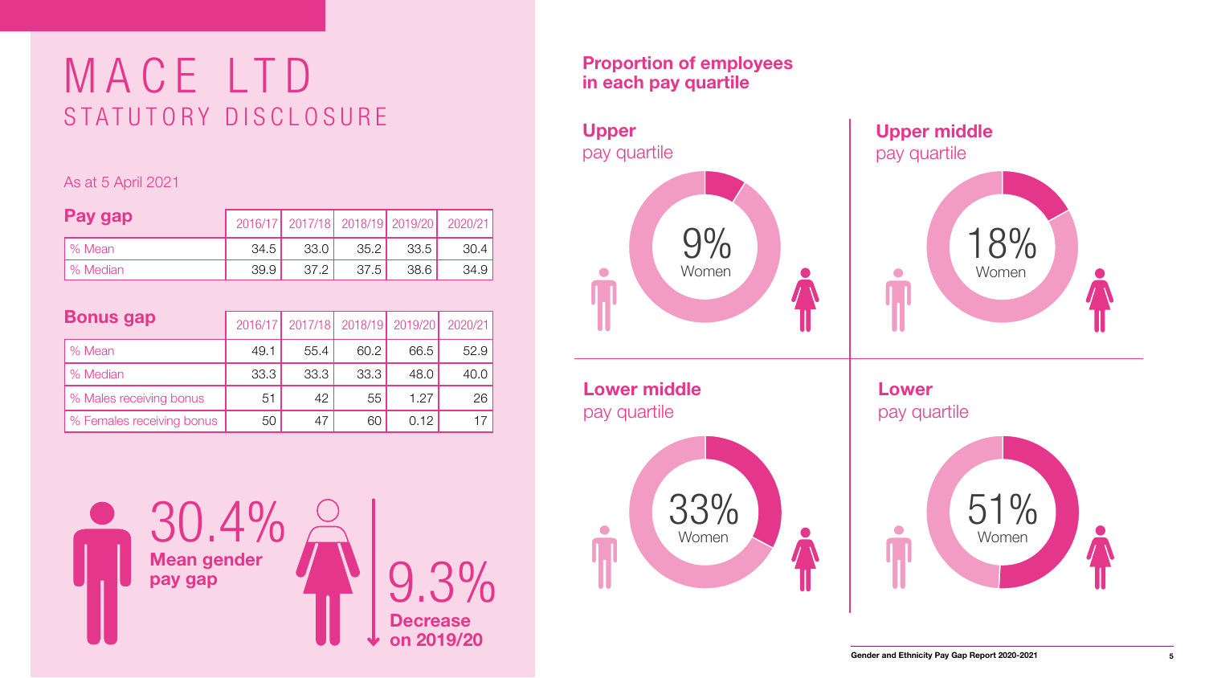# MACE LTD

## STATUTORY DISCLOSURE

As at 5 April 2021

| **Pay gap** | 2016/17 | 2017/18 | 2018/19 | 2019/20 | 2020/21 |
| --- | --- | --- | --- | --- | --- |
| % Mean | 34.5 | 33.0 | 35.2 | 33.5 | 30.4 |
| % Median | 39.9 | 37.2 | 37.5 | 38.6 | 34.9 |

| **Bonus gap** | 2016/17 | 2017/18 | 2018/19 | 2019/20 | 2020/21 |
| --- | --- | --- | --- | --- | --- |
| % Mean | 49.1 | 55.4 | 60.2 | 66.5 | 52.9 |
| % Median | 33.3 | 33.3 | 33.3 | 48.0 | 40.0 |
| % Males receiving bonus | 51 | 42 | 55 | 1.27 | 26 |
| % Females receiving bonus | 50 | 47 | 60 | 0.12 | 17 |

30.4% **Mean gender pay gap**

9.3% **Decrease on 2019/20**

## Proportion of employees in each pay quartile

**Upper** pay quartile

9% Women

**Upper middle** pay quartile

18% Women

**Lower middle** pay quartile

33% Women

**Lower** pay quartile

51% Women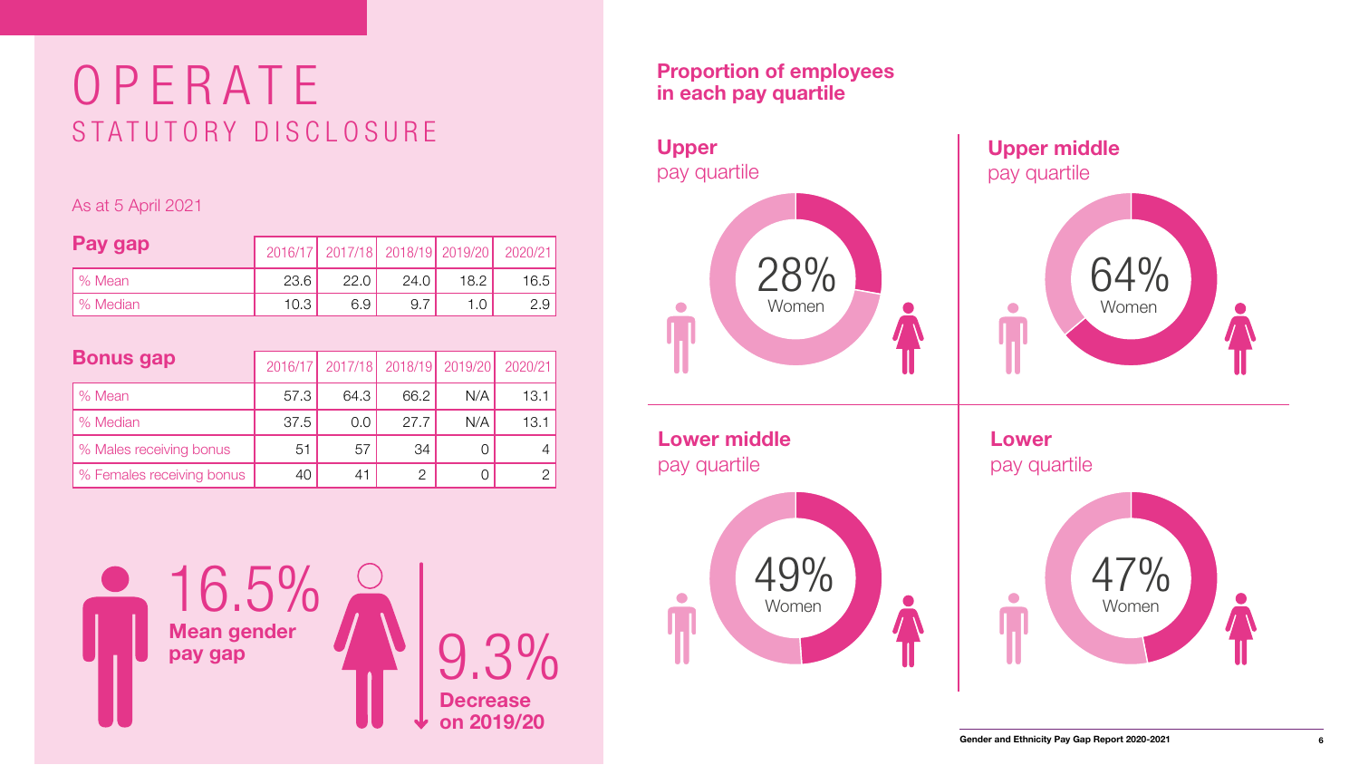// Operate: Gender and Ethnicity Pay Gap Report 2020-2021, page 6

# OPERATE

## STATUTORY DISCLOSURE

As at 5 April 2021

| Pay gap | 2016/17 | 2017/18 | 2018/19 | 2019/20 | 2020/21 |
|---|---|---|---|---|---|
| % Mean | 23.6 | 22.0 | 24.0 | 18.2 | 16.5 |
| % Median | 10.3 | 6.9 | 9.7 | 1.0 | 2.9 |

| Bonus gap | 2016/17 | 2017/18 | 2018/19 | 2019/20 | 2020/21 |
|---|---|---|---|---|---|
| % Mean | 57.3 | 64.3 | 66.2 | N/A | 13.1 |
| % Median | 37.5 | 0.0 | 27.7 | N/A | 13.1 |
| % Males receiving bonus | 51 | 57 | 34 | 0 | 4 |
| % Females receiving bonus | 40 | 41 | 2 | 0 | 2 |

16.5% **Mean gender pay gap**

9.3% **Decrease on 2019/20**

### Proportion of employees in each pay quartile

**Upper** pay quartile: 28% Women

**Upper middle** pay quartile: 64% Women

**Lower middle** pay quartile: 49% Women

**Lower** pay quartile: 47% Women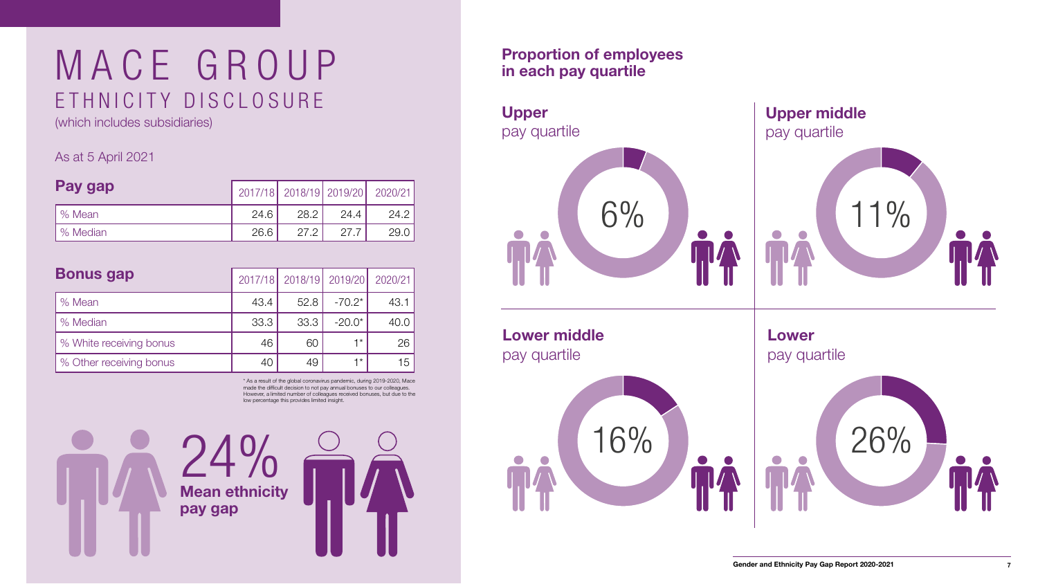# MACE GROUP

## ETHNICITY DISCLOSURE

(which includes subsidiaries)

As at 5 April 2021

| Pay gap | 2017/18 | 2018/19 | 2019/20 | 2020/21 |
|---|---|---|---|---|
| % Mean | 24.6 | 28.2 | 24.4 | 24.2 |
| % Median | 26.6 | 27.2 | 27.7 | 29.0 |

| Bonus gap | 2017/18 | 2018/19 | 2019/20 | 2020/21 |
|---|---|---|---|---|
| % Mean | 43.4 | 52.8 | -70.2* | 43.1 |
| % Median | 33.3 | 33.3 | -20.0* | 40.0 |
| % White receiving bonus | 46 | 60 | 1* | 26 |
| % Other receiving bonus | 40 | 49 | 1* | 15 |

* As a result of the global coronavirus pandemic, during 2019-2020, Mace made the difficult decision to not pay annual bonuses to our colleagues. However, a limited number of colleagues received bonuses, but due to the low percentage this provides limited insight.

24%
**Mean ethnicity pay gap**

### Proportion of employees in each pay quartile

**Upper** pay quartile
6%

**Upper middle** pay quartile
11%

**Lower middle** pay quartile
16%

**Lower** pay quartile
26%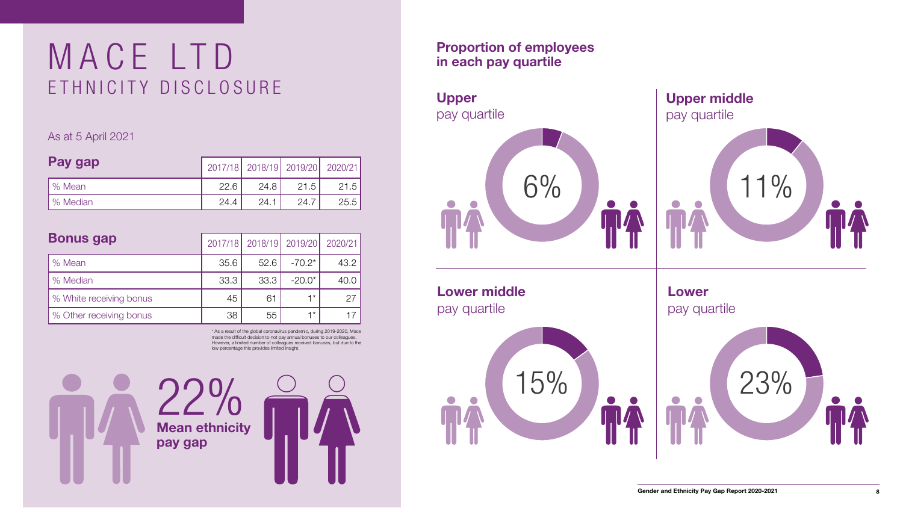# MACE LTD
## ETHNICITY DISCLOSURE

As at 5 April 2021

| Pay gap | 2017/18 | 2018/19 | 2019/20 | 2020/21 |
|---|---|---|---|---|
| % Mean | 22.6 | 24.8 | 21.5 | 21.5 |
| % Median | 24.4 | 24.1 | 24.7 | 25.5 |

| Bonus gap | 2017/18 | 2018/19 | 2019/20 | 2020/21 |
|---|---|---|---|---|
| % Mean | 35.6 | 52.6 | -70.2* | 43.2 |
| % Median | 33.3 | 33.3 | -20.0* | 40.0 |
| % White receiving bonus | 45 | 61 | 1* | 27 |
| % Other receiving bonus | 38 | 55 | 1* | 17 |

* As a result of the global coronavirus pandemic, during 2019-2020, Mace made the difficult decision to not pay annual bonuses to our colleagues. However, a limited number of colleagues received bonuses, but due to the low percentage this provides limited insight.

22% **Mean ethnicity pay gap**

### Proportion of employees in each pay quartile

**Upper** pay quartile

6%

**Upper middle** pay quartile

11%

**Lower middle** pay quartile

15%

**Lower** pay quartile

23%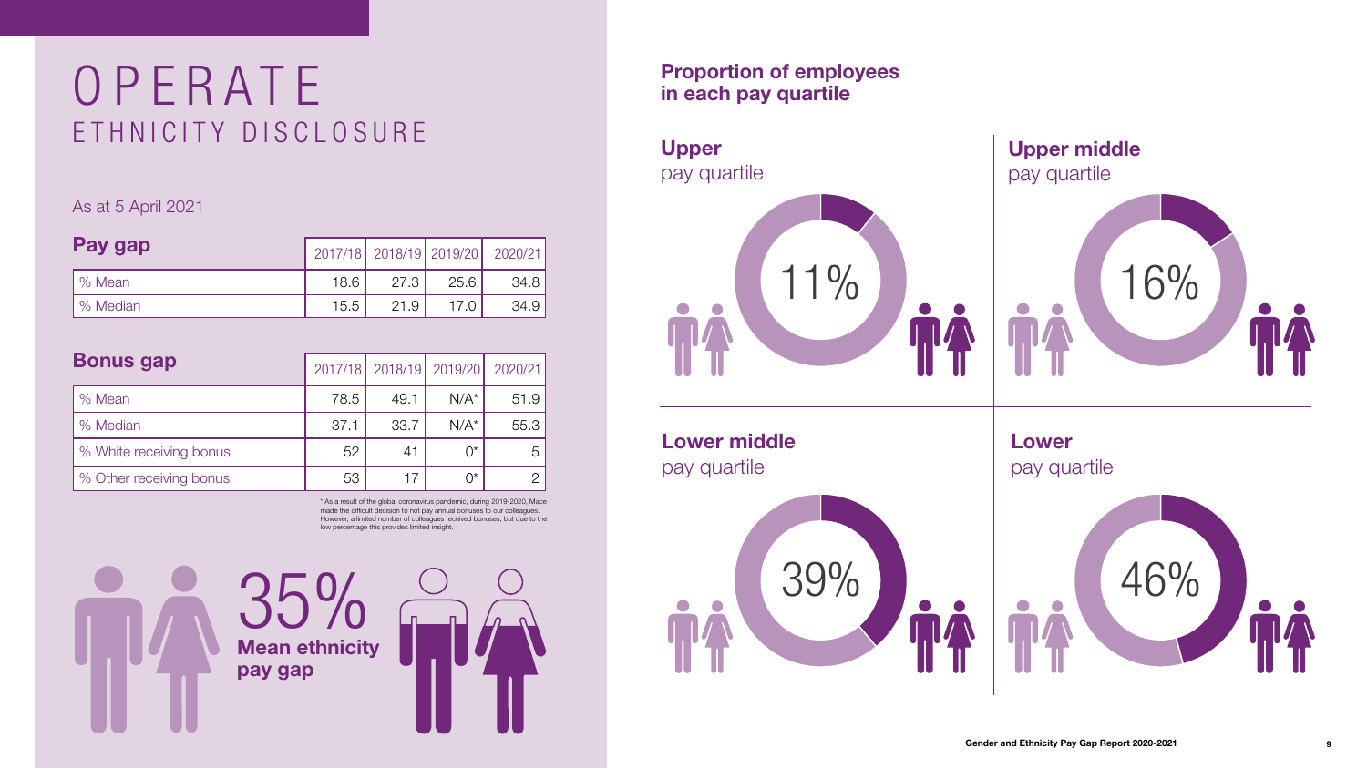# OPERATE

## ETHNICITY DISCLOSURE

As at 5 April 2021

| Pay gap | 2017/18 | 2018/19 | 2019/20 | 2020/21 |
|---|---|---|---|---|
| % Mean | 18.6 | 27.3 | 25.6 | 34.8 |
| % Median | 15.5 | 21.9 | 17.0 | 34.9 |

| Bonus gap | 2017/18 | 2018/19 | 2019/20 | 2020/21 |
|---|---|---|---|---|
| % Mean | 78.5 | 49.1 | N/A* | 51.9 |
| % Median | 37.1 | 33.7 | N/A* | 55.3 |
| % White receiving bonus | 52 | 41 | 0* | 5 |
| % Other receiving bonus | 53 | 17 | 0* | 2 |

* As a result of the global coronavirus pandemic, during 2019-2020, Mace made the difficult decision to not pay annual bonuses to our colleagues. However, a limited number of colleagues received bonuses, but due to the low percentage this provides limited insight.

35%
**Mean ethnicity pay gap**

### Proportion of employees in each pay quartile

**Upper** pay quartile

11%

**Upper middle** pay quartile

16%

**Lower middle** pay quartile

39%

**Lower** pay quartile

46%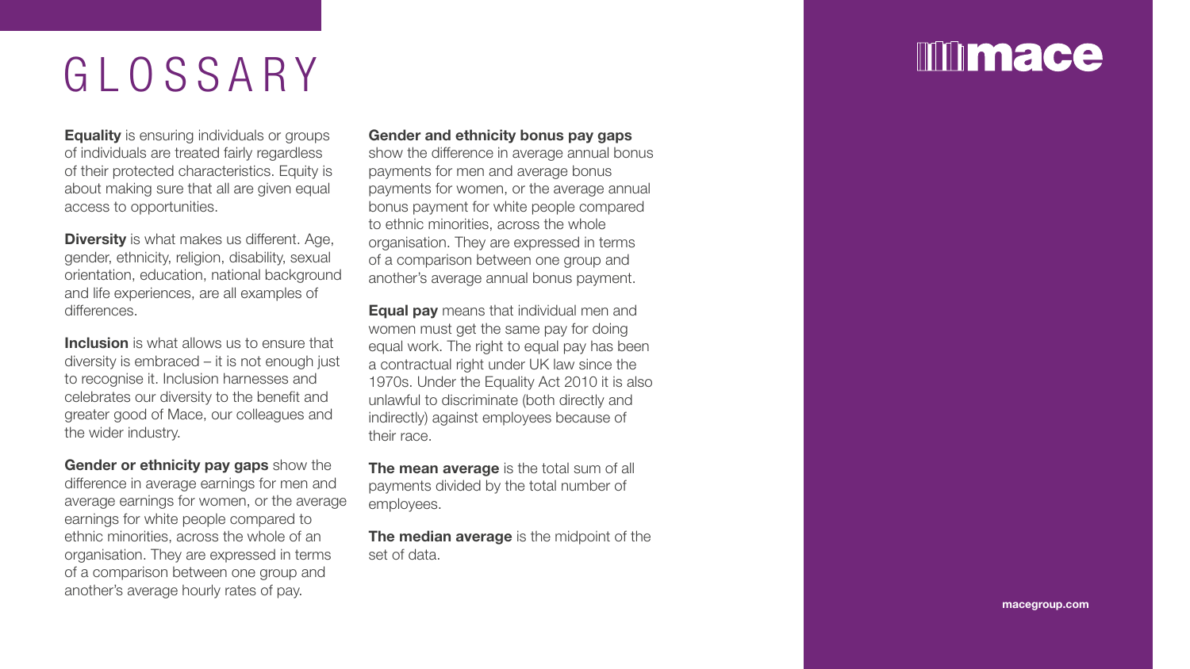# GLOSSARY

**Equality** is ensuring individuals or groups of individuals are treated fairly regardless of their protected characteristics. Equity is about making sure that all are given equal access to opportunities.

**Diversity** is what makes us different. Age, gender, ethnicity, religion, disability, sexual orientation, education, national background and life experiences, are all examples of differences.

**Inclusion** is what allows us to ensure that diversity is embraced – it is not enough just to recognise it. Inclusion harnesses and celebrates our diversity to the benefit and greater good of Mace, our colleagues and the wider industry.

**Gender or ethnicity pay gaps** show the difference in average earnings for men and average earnings for women, or the average earnings for white people compared to ethnic minorities, across the whole of an organisation. They are expressed in terms of a comparison between one group and another's average hourly rates of pay.

**Gender and ethnicity bonus pay gaps** show the difference in average annual bonus payments for men and average bonus payments for women, or the average annual bonus payment for white people compared to ethnic minorities, across the whole organisation. They are expressed in terms of a comparison between one group and another's average annual bonus payment.

**Equal pay** means that individual men and women must get the same pay for doing equal work. The right to equal pay has been a contractual right under UK law since the 1970s. Under the Equality Act 2010 it is also unlawful to discriminate (both directly and indirectly) against employees because of their race.

**The mean average** is the total sum of all payments divided by the total number of employees.

**The median average** is the midpoint of the set of data.

mace

macegroup.com